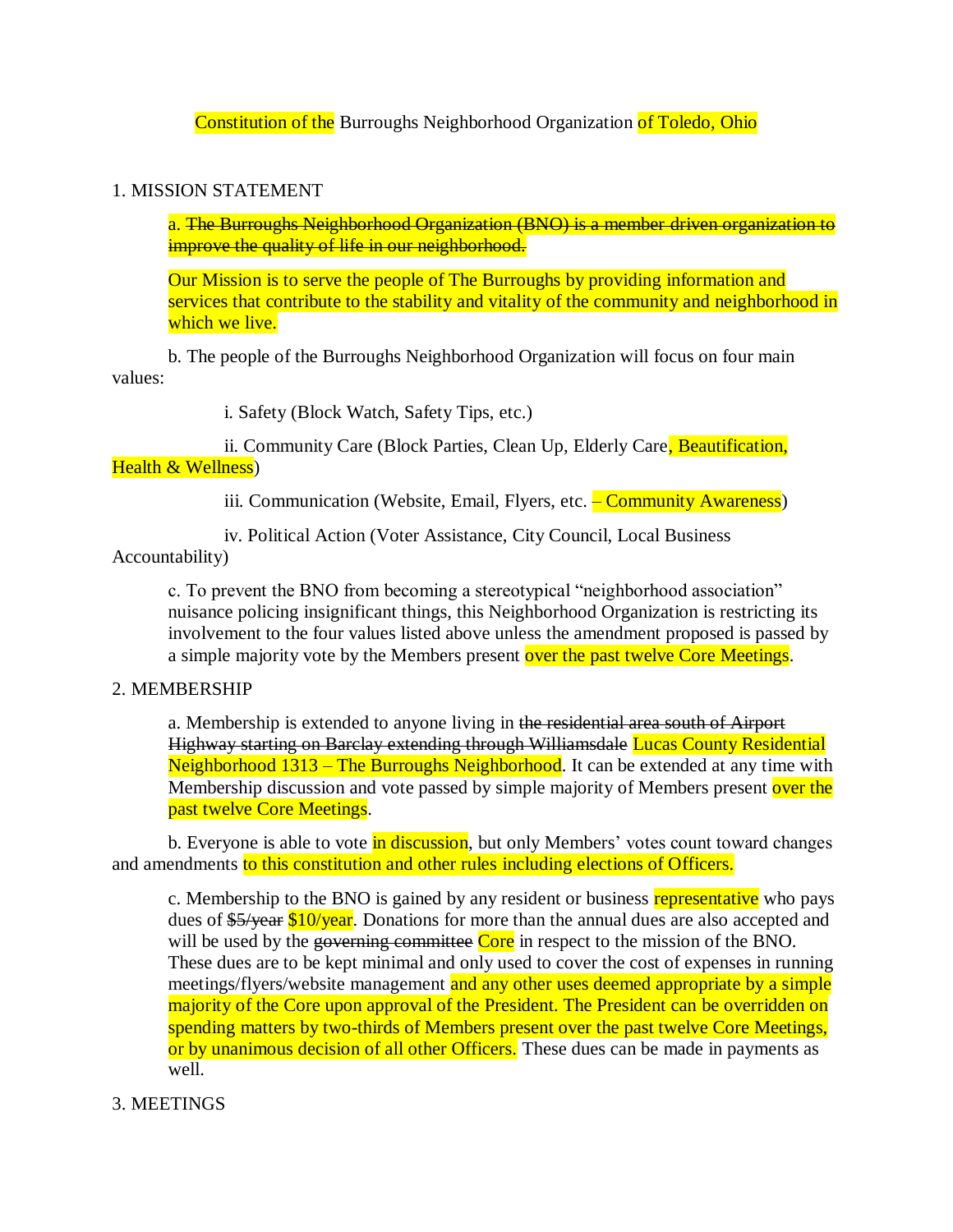Constitution of the Burroughs Neighborhood Organization of Toledo, Ohio

## 1. MISSION STATEMENT

a. ~~The Burroughs Neighborhood Organization (BNO) is a member driven organization to improve the quality of life in our neighborhood.~~

Our Mission is to serve the people of The Burroughs by providing information and services that contribute to the stability and vitality of the community and neighborhood in which we live.

b. The people of the Burroughs Neighborhood Organization will focus on four main values:

i. Safety (Block Watch, Safety Tips, etc.)

ii. Community Care (Block Parties, Clean Up, Elderly Care, Beautification, Health & Wellness)

iii. Communication (Website, Email, Flyers, etc. – Community Awareness)

iv. Political Action (Voter Assistance, City Council, Local Business Accountability)

c. To prevent the BNO from becoming a stereotypical "neighborhood association" nuisance policing insignificant things, this Neighborhood Organization is restricting its involvement to the four values listed above unless the amendment proposed is passed by a simple majority vote by the Members present over the past twelve Core Meetings.

## 2. MEMBERSHIP

a. Membership is extended to anyone living in ~~the residential area south of Airport Highway starting on Barclay extending through Williamsdale~~ Lucas County Residential Neighborhood 1313 – The Burroughs Neighborhood. It can be extended at any time with Membership discussion and vote passed by simple majority of Members present over the past twelve Core Meetings.

b. Everyone is able to vote in discussion, but only Members' votes count toward changes and amendments to this constitution and other rules including elections of Officers.

c. Membership to the BNO is gained by any resident or business representative who pays dues of ~~$5/year~~ $10/year. Donations for more than the annual dues are also accepted and will be used by the ~~governing committee~~ Core in respect to the mission of the BNO. These dues are to be kept minimal and only used to cover the cost of expenses in running meetings/flyers/website management and any other uses deemed appropriate by a simple majority of the Core upon approval of the President. The President can be overridden on spending matters by two-thirds of Members present over the past twelve Core Meetings, or by unanimous decision of all other Officers. These dues can be made in payments as well.

## 3. MEETINGS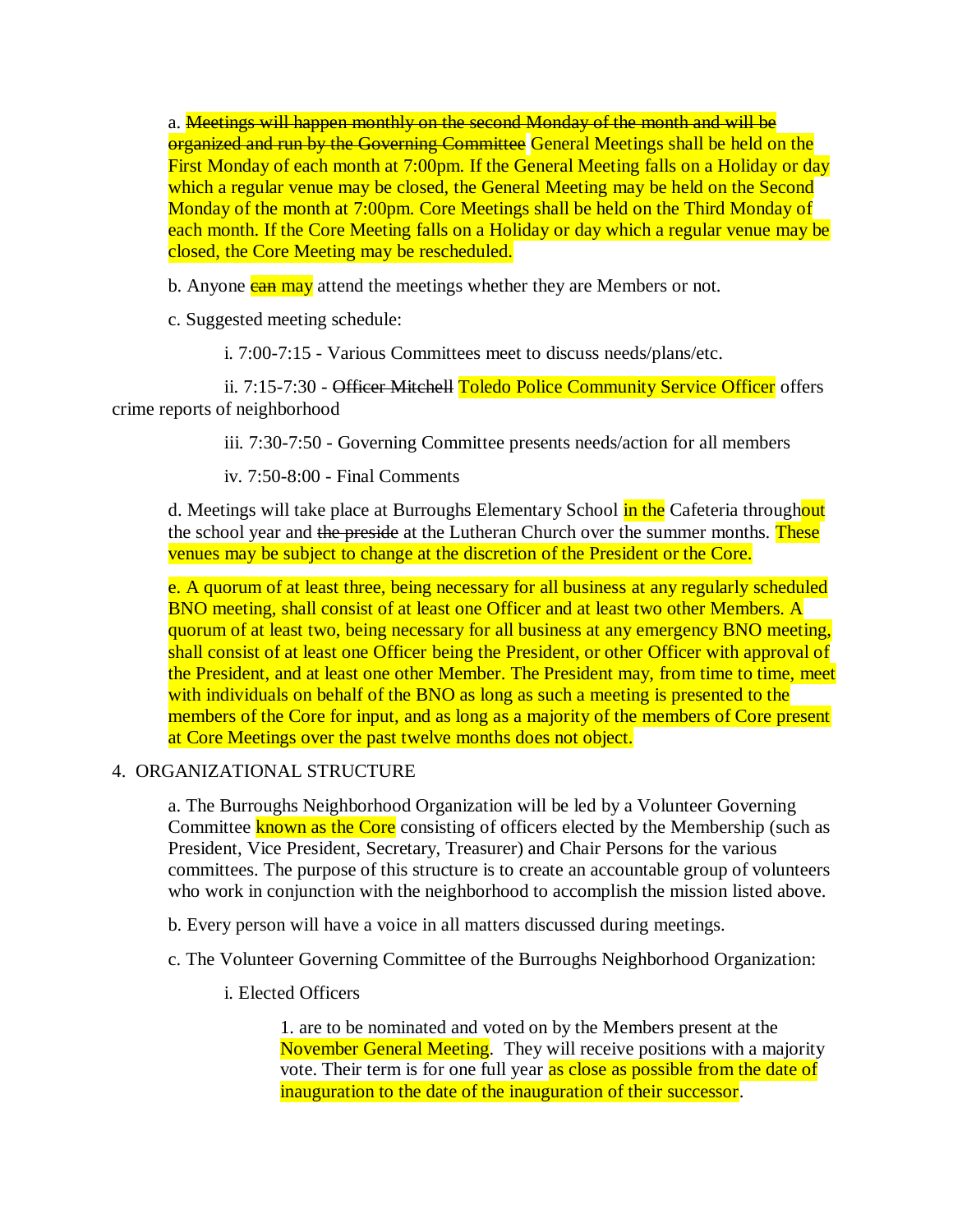a. ~~Meetings will happen monthly on the second Monday of the month and will be organized and run by the Governing Committee~~ General Meetings shall be held on the First Monday of each month at 7:00pm. If the General Meeting falls on a Holiday or day which a regular venue may be closed, the General Meeting may be held on the Second Monday of the month at 7:00pm. Core Meetings shall be held on the Third Monday of each month. If the Core Meeting falls on a Holiday or day which a regular venue may be closed, the Core Meeting may be rescheduled.

b. Anyone ~~can~~ may attend the meetings whether they are Members or not.

c. Suggested meeting schedule:

i. 7:00-7:15 - Various Committees meet to discuss needs/plans/etc.

ii. 7:15-7:30 - ~~Officer Mitchell~~ Toledo Police Community Service Officer offers crime reports of neighborhood

iii. 7:30-7:50 - Governing Committee presents needs/action for all members

iv. 7:50-8:00 - Final Comments

d. Meetings will take place at Burroughs Elementary School in the Cafeteria throughout the school year and ~~the preside~~ at the Lutheran Church over the summer months. These venues may be subject to change at the discretion of the President or the Core.

e. A quorum of at least three, being necessary for all business at any regularly scheduled BNO meeting, shall consist of at least one Officer and at least two other Members. A quorum of at least two, being necessary for all business at any emergency BNO meeting, shall consist of at least one Officer being the President, or other Officer with approval of the President, and at least one other Member. The President may, from time to time, meet with individuals on behalf of the BNO as long as such a meeting is presented to the members of the Core for input, and as long as a majority of the members of Core present at Core Meetings over the past twelve months does not object.

4. ORGANIZATIONAL STRUCTURE

a. The Burroughs Neighborhood Organization will be led by a Volunteer Governing Committee known as the Core consisting of officers elected by the Membership (such as President, Vice President, Secretary, Treasurer) and Chair Persons for the various committees. The purpose of this structure is to create an accountable group of volunteers who work in conjunction with the neighborhood to accomplish the mission listed above.

b. Every person will have a voice in all matters discussed during meetings.

c. The Volunteer Governing Committee of the Burroughs Neighborhood Organization:

i. Elected Officers

1. are to be nominated and voted on by the Members present at the November General Meeting. They will receive positions with a majority vote. Their term is for one full year as close as possible from the date of inauguration to the date of the inauguration of their successor.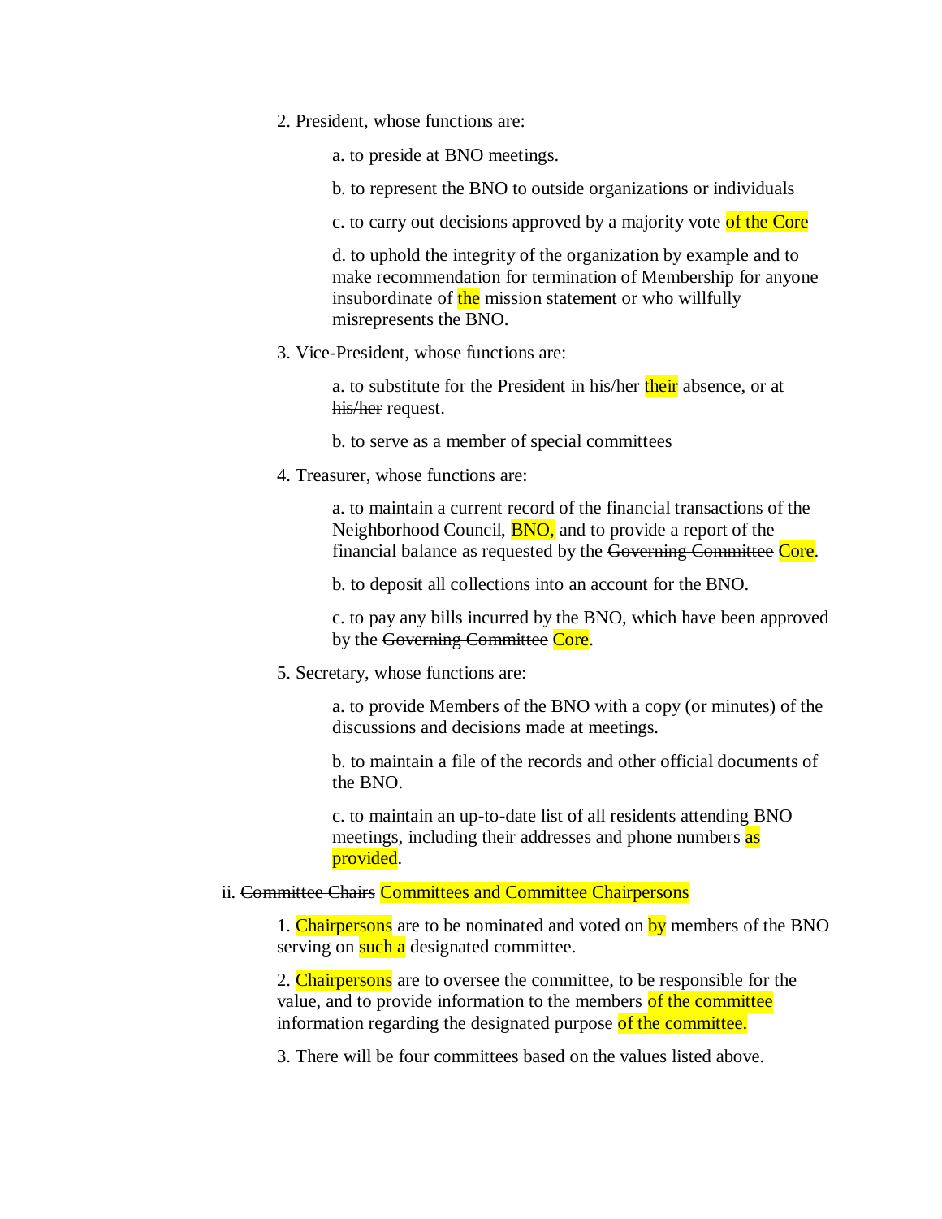2. President, whose functions are:

    a. to preside at BNO meetings.

    b. to represent the BNO to outside organizations or individuals

    c. to carry out decisions approved by a majority vote of the Core

    d. to uphold the integrity of the organization by example and to make recommendation for termination of Membership for anyone insubordinate of the mission statement or who willfully misrepresents the BNO.

3. Vice-President, whose functions are:

    a. to substitute for the President in ~~his/her~~ their absence, or at ~~his/her~~ request.

    b. to serve as a member of special committees

4. Treasurer, whose functions are:

    a. to maintain a current record of the financial transactions of the ~~Neighborhood Council,~~ BNO, and to provide a report of the financial balance as requested by the ~~Governing Committee~~ Core.

    b. to deposit all collections into an account for the BNO.

    c. to pay any bills incurred by the BNO, which have been approved by the ~~Governing Committee~~ Core.

5. Secretary, whose functions are:

    a. to provide Members of the BNO with a copy (or minutes) of the discussions and decisions made at meetings.

    b. to maintain a file of the records and other official documents of the BNO.

    c. to maintain an up-to-date list of all residents attending BNO meetings, including their addresses and phone numbers as provided.

ii. ~~Committee Chairs~~ Committees and Committee Chairpersons

1. Chairpersons are to be nominated and voted on by members of the BNO serving on such a designated committee.

2. Chairpersons are to oversee the committee, to be responsible for the value, and to provide information to the members of the committee information regarding the designated purpose of the committee.

3. There will be four committees based on the values listed above.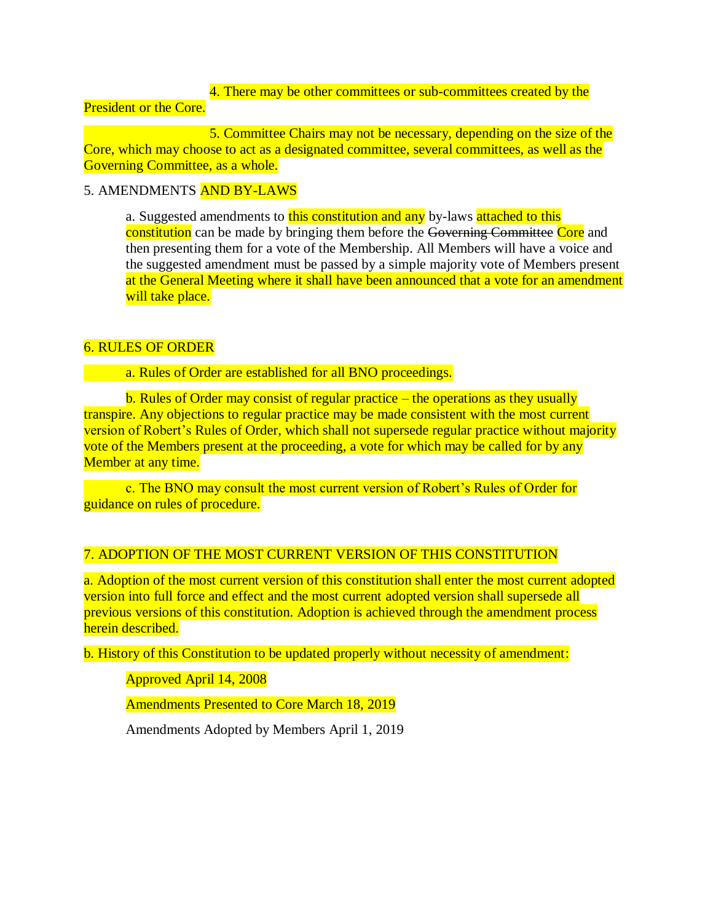4. There may be other committees or sub-committees created by the President or the Core.

5. Committee Chairs may not be necessary, depending on the size of the Core, which may choose to act as a designated committee, several committees, as well as the Governing Committee, as a whole.

5. AMENDMENTS AND BY-LAWS

a. Suggested amendments to this constitution and any by-laws attached to this constitution can be made by bringing them before the ~~Governing Committee~~ Core and then presenting them for a vote of the Membership. All Members will have a voice and the suggested amendment must be passed by a simple majority vote of Members present at the General Meeting where it shall have been announced that a vote for an amendment will take place.

6. RULES OF ORDER

a. Rules of Order are established for all BNO proceedings.

b. Rules of Order may consist of regular practice – the operations as they usually transpire. Any objections to regular practice may be made consistent with the most current version of Robert's Rules of Order, which shall not supersede regular practice without majority vote of the Members present at the proceeding, a vote for which may be called for by any Member at any time.

c. The BNO may consult the most current version of Robert's Rules of Order for guidance on rules of procedure.

7. ADOPTION OF THE MOST CURRENT VERSION OF THIS CONSTITUTION

a. Adoption of the most current version of this constitution shall enter the most current adopted version into full force and effect and the most current adopted version shall supersede all previous versions of this constitution. Adoption is achieved through the amendment process herein described.

b. History of this Constitution to be updated properly without necessity of amendment:

Approved April 14, 2008

Amendments Presented to Core March 18, 2019

Amendments Adopted by Members April 1, 2019